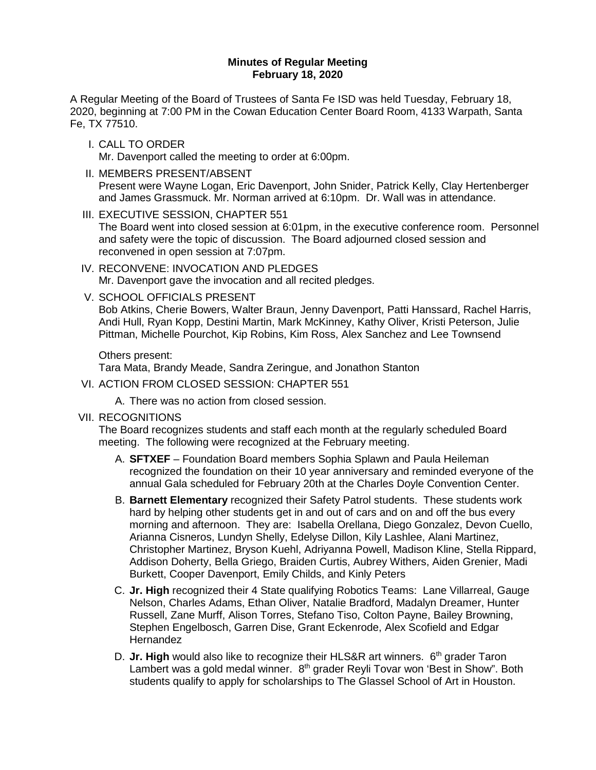**Minutes of Regular Meeting**
**February 18, 2020**

A Regular Meeting of the Board of Trustees of Santa Fe ISD was held Tuesday, February 18, 2020, beginning at 7:00 PM in the Cowan Education Center Board Room, 4133 Warpath, Santa Fe, TX 77510.

I. CALL TO ORDER
   Mr. Davenport called the meeting to order at 6:00pm.

II. MEMBERS PRESENT/ABSENT
   Present were Wayne Logan, Eric Davenport, John Snider, Patrick Kelly, Clay Hertenberger and James Grassmuck. Mr. Norman arrived at 6:10pm. Dr. Wall was in attendance.

III. EXECUTIVE SESSION, CHAPTER 551
   The Board went into closed session at 6:01pm, in the executive conference room. Personnel and safety were the topic of discussion. The Board adjourned closed session and reconvened in open session at 7:07pm.

IV. RECONVENE: INVOCATION AND PLEDGES
   Mr. Davenport gave the invocation and all recited pledges.

V. SCHOOL OFFICIALS PRESENT
   Bob Atkins, Cherie Bowers, Walter Braun, Jenny Davenport, Patti Hanssard, Rachel Harris, Andi Hull, Ryan Kopp, Destini Martin, Mark McKinney, Kathy Oliver, Kristi Peterson, Julie Pittman, Michelle Pourchot, Kip Robins, Kim Ross, Alex Sanchez and Lee Townsend

   Others present:
   Tara Mata, Brandy Meade, Sandra Zeringue, and Jonathon Stanton

VI. ACTION FROM CLOSED SESSION: CHAPTER 551

   A. There was no action from closed session.

VII. RECOGNITIONS
   The Board recognizes students and staff each month at the regularly scheduled Board meeting. The following were recognized at the February meeting.

   A. **SFTXEF** – Foundation Board members Sophia Splawn and Paula Heileman recognized the foundation on their 10 year anniversary and reminded everyone of the annual Gala scheduled for February 20th at the Charles Doyle Convention Center.

   B. **Barnett Elementary** recognized their Safety Patrol students. These students work hard by helping other students get in and out of cars and on and off the bus every morning and afternoon. They are: Isabella Orellana, Diego Gonzalez, Devon Cuello, Arianna Cisneros, Lundyn Shelly, Edelyse Dillon, Kily Lashlee, Alani Martinez, Christopher Martinez, Bryson Kuehl, Adriyanna Powell, Madison Kline, Stella Rippard, Addison Doherty, Bella Griego, Braiden Curtis, Aubrey Withers, Aiden Grenier, Madi Burkett, Cooper Davenport, Emily Childs, and Kinly Peters

   C. **Jr. High** recognized their 4 State qualifying Robotics Teams: Lane Villarreal, Gauge Nelson, Charles Adams, Ethan Oliver, Natalie Bradford, Madalyn Dreamer, Hunter Russell, Zane Murff, Alison Torres, Stefano Tiso, Colton Payne, Bailey Browning, Stephen Engelbosch, Garren Dise, Grant Eckenrode, Alex Scofield and Edgar Hernandez

   D. **Jr. High** would also like to recognize their HLS&R art winners. 6th grader Taron Lambert was a gold medal winner. 8th grader Reyli Tovar won 'Best in Show". Both students qualify to apply for scholarships to The Glassel School of Art in Houston.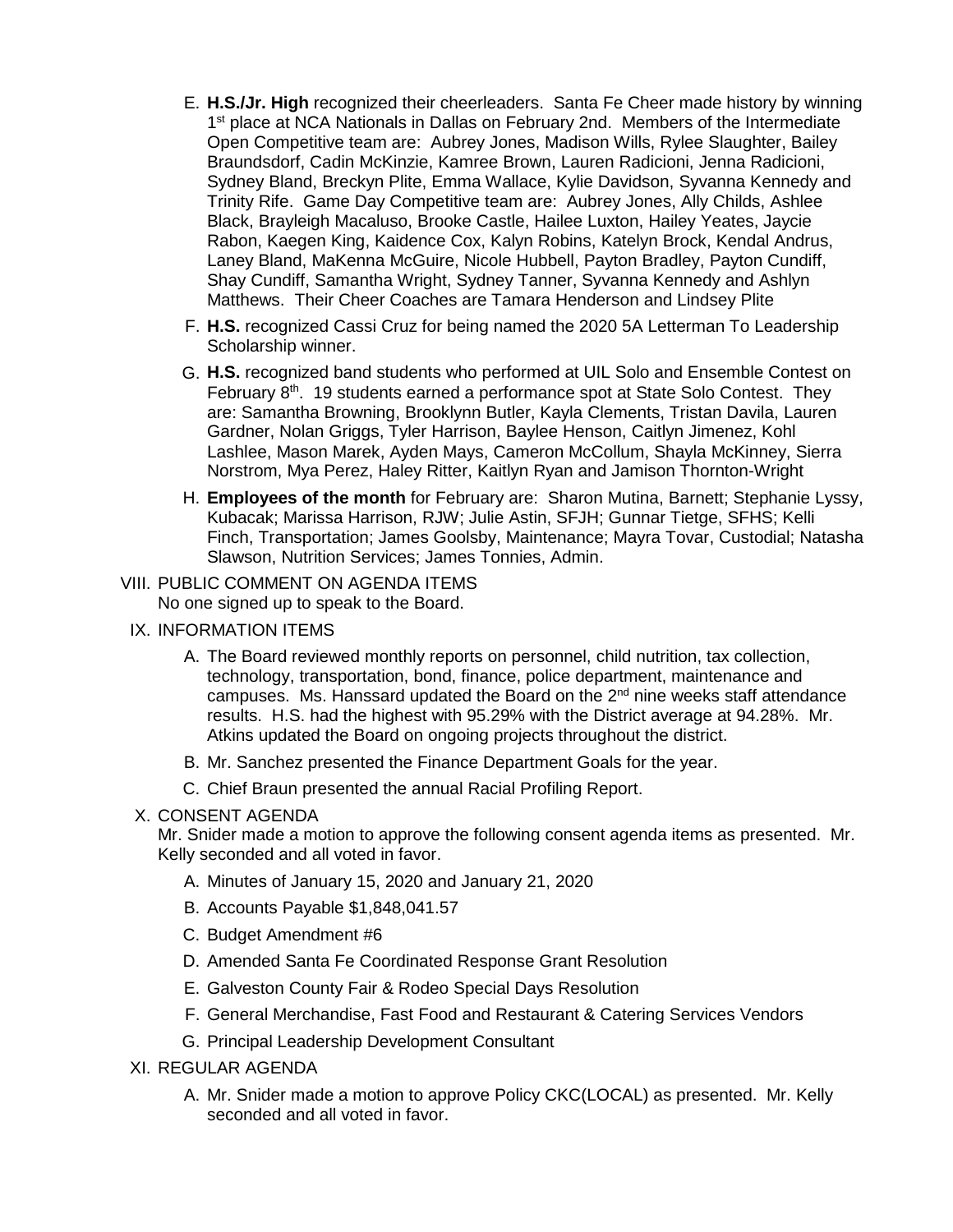E. **H.S./Jr. High** recognized their cheerleaders. Santa Fe Cheer made history by winning 1st place at NCA Nationals in Dallas on February 2nd. Members of the Intermediate Open Competitive team are: Aubrey Jones, Madison Wills, Rylee Slaughter, Bailey Braundsdorf, Cadin McKinzie, Kamree Brown, Lauren Radicioni, Jenna Radicioni, Sydney Bland, Breckyn Plite, Emma Wallace, Kylie Davidson, Syvanna Kennedy and Trinity Rife. Game Day Competitive team are: Aubrey Jones, Ally Childs, Ashlee Black, Brayleigh Macaluso, Brooke Castle, Hailee Luxton, Hailey Yeates, Jaycie Rabon, Kaegen King, Kaidence Cox, Kalyn Robins, Katelyn Brock, Kendal Andrus, Laney Bland, MaKenna McGuire, Nicole Hubbell, Payton Bradley, Payton Cundiff, Shay Cundiff, Samantha Wright, Sydney Tanner, Syvanna Kennedy and Ashlyn Matthews. Their Cheer Coaches are Tamara Henderson and Lindsey Plite

F. **H.S.** recognized Cassi Cruz for being named the 2020 5A Letterman To Leadership Scholarship winner.

G. **H.S.** recognized band students who performed at UIL Solo and Ensemble Contest on February 8th. 19 students earned a performance spot at State Solo Contest. They are: Samantha Browning, Brooklynn Butler, Kayla Clements, Tristan Davila, Lauren Gardner, Nolan Griggs, Tyler Harrison, Baylee Henson, Caitlyn Jimenez, Kohl Lashlee, Mason Marek, Ayden Mays, Cameron McCollum, Shayla McKinney, Sierra Norstrom, Mya Perez, Haley Ritter, Kaitlyn Ryan and Jamison Thornton-Wright

H. **Employees of the month** for February are: Sharon Mutina, Barnett; Stephanie Lyssy, Kubacak; Marissa Harrison, RJW; Julie Astin, SFJH; Gunnar Tietge, SFHS; Kelli Finch, Transportation; James Goolsby, Maintenance; Mayra Tovar, Custodial; Natasha Slawson, Nutrition Services; James Tonnies, Admin.

VIII. PUBLIC COMMENT ON AGENDA ITEMS
No one signed up to speak to the Board.

IX. INFORMATION ITEMS

A. The Board reviewed monthly reports on personnel, child nutrition, tax collection, technology, transportation, bond, finance, police department, maintenance and campuses. Ms. Hanssard updated the Board on the 2nd nine weeks staff attendance results. H.S. had the highest with 95.29% with the District average at 94.28%. Mr. Atkins updated the Board on ongoing projects throughout the district.

B. Mr. Sanchez presented the Finance Department Goals for the year.

C. Chief Braun presented the annual Racial Profiling Report.

X. CONSENT AGENDA
Mr. Snider made a motion to approve the following consent agenda items as presented. Mr. Kelly seconded and all voted in favor.

A. Minutes of January 15, 2020 and January 21, 2020

B. Accounts Payable $1,848,041.57

C. Budget Amendment #6

D. Amended Santa Fe Coordinated Response Grant Resolution

E. Galveston County Fair & Rodeo Special Days Resolution

F. General Merchandise, Fast Food and Restaurant & Catering Services Vendors

G. Principal Leadership Development Consultant

XI. REGULAR AGENDA

A. Mr. Snider made a motion to approve Policy CKC(LOCAL) as presented. Mr. Kelly seconded and all voted in favor.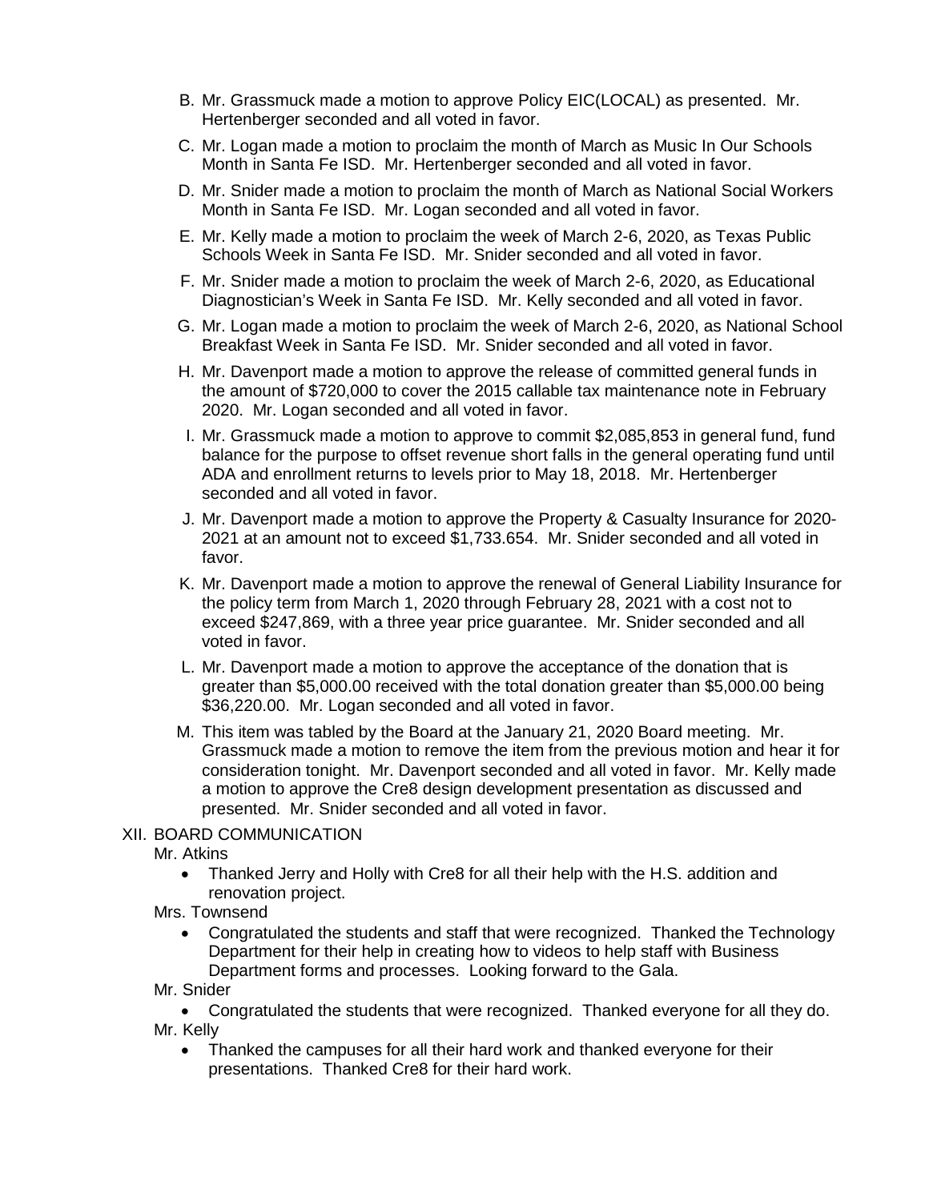B. Mr. Grassmuck made a motion to approve Policy EIC(LOCAL) as presented. Mr. Hertenberger seconded and all voted in favor.

C. Mr. Logan made a motion to proclaim the month of March as Music In Our Schools Month in Santa Fe ISD. Mr. Hertenberger seconded and all voted in favor.

D. Mr. Snider made a motion to proclaim the month of March as National Social Workers Month in Santa Fe ISD. Mr. Logan seconded and all voted in favor.

E. Mr. Kelly made a motion to proclaim the week of March 2-6, 2020, as Texas Public Schools Week in Santa Fe ISD. Mr. Snider seconded and all voted in favor.

F. Mr. Snider made a motion to proclaim the week of March 2-6, 2020, as Educational Diagnostician's Week in Santa Fe ISD. Mr. Kelly seconded and all voted in favor.

G. Mr. Logan made a motion to proclaim the week of March 2-6, 2020, as National School Breakfast Week in Santa Fe ISD. Mr. Snider seconded and all voted in favor.

H. Mr. Davenport made a motion to approve the release of committed general funds in the amount of $720,000 to cover the 2015 callable tax maintenance note in February 2020. Mr. Logan seconded and all voted in favor.

I. Mr. Grassmuck made a motion to approve to commit $2,085,853 in general fund, fund balance for the purpose to offset revenue short falls in the general operating fund until ADA and enrollment returns to levels prior to May 18, 2018. Mr. Hertenberger seconded and all voted in favor.

J. Mr. Davenport made a motion to approve the Property & Casualty Insurance for 2020-2021 at an amount not to exceed $1,733.654. Mr. Snider seconded and all voted in favor.

K. Mr. Davenport made a motion to approve the renewal of General Liability Insurance for the policy term from March 1, 2020 through February 28, 2021 with a cost not to exceed $247,869, with a three year price guarantee. Mr. Snider seconded and all voted in favor.

L. Mr. Davenport made a motion to approve the acceptance of the donation that is greater than $5,000.00 received with the total donation greater than $5,000.00 being $36,220.00. Mr. Logan seconded and all voted in favor.

M. This item was tabled by the Board at the January 21, 2020 Board meeting. Mr. Grassmuck made a motion to remove the item from the previous motion and hear it for consideration tonight. Mr. Davenport seconded and all voted in favor. Mr. Kelly made a motion to approve the Cre8 design development presentation as discussed and presented. Mr. Snider seconded and all voted in favor.

XII. BOARD COMMUNICATION

Mr. Atkins

- Thanked Jerry and Holly with Cre8 for all their help with the H.S. addition and renovation project.

Mrs. Townsend

- Congratulated the students and staff that were recognized. Thanked the Technology Department for their help in creating how to videos to help staff with Business Department forms and processes. Looking forward to the Gala.

Mr. Snider

- Congratulated the students that were recognized. Thanked everyone for all they do.

Mr. Kelly

- Thanked the campuses for all their hard work and thanked everyone for their presentations. Thanked Cre8 for their hard work.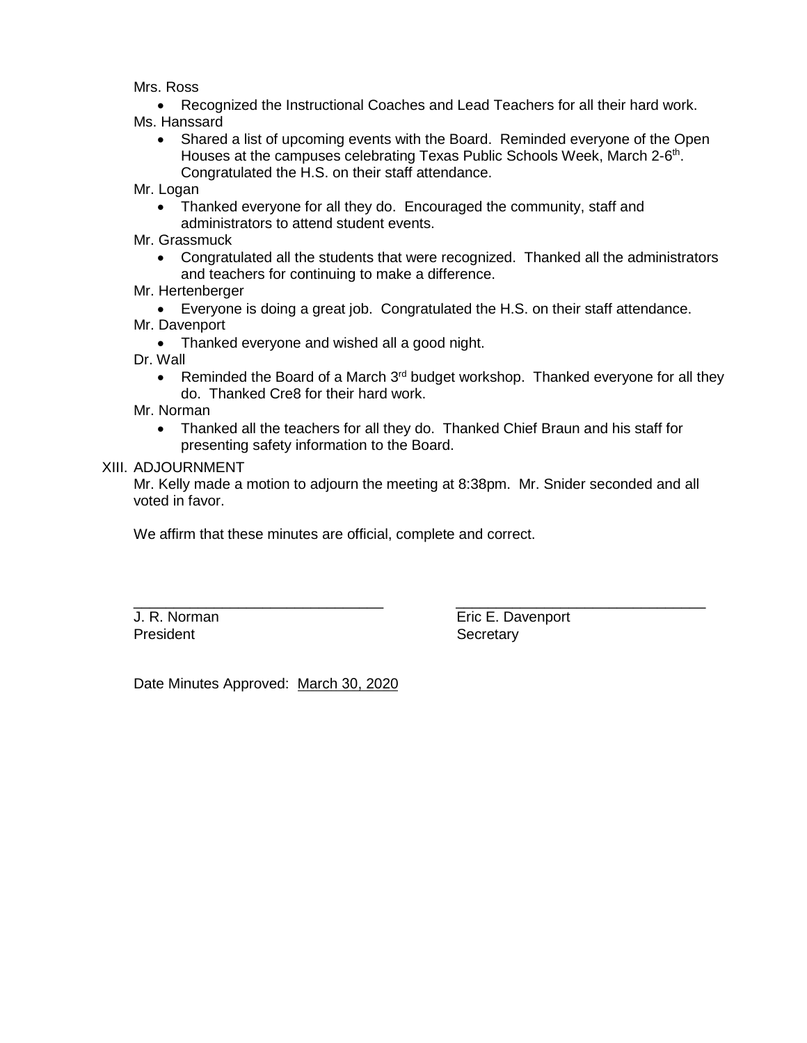Mrs. Ross

- Recognized the Instructional Coaches and Lead Teachers for all their hard work.

Ms. Hanssard

- Shared a list of upcoming events with the Board. Reminded everyone of the Open Houses at the campuses celebrating Texas Public Schools Week, March 2-6th. Congratulated the H.S. on their staff attendance.

Mr. Logan

- Thanked everyone for all they do. Encouraged the community, staff and administrators to attend student events.

Mr. Grassmuck

- Congratulated all the students that were recognized. Thanked all the administrators and teachers for continuing to make a difference.

Mr. Hertenberger

- Everyone is doing a great job. Congratulated the H.S. on their staff attendance.

Mr. Davenport

- Thanked everyone and wished all a good night.

Dr. Wall

- Reminded the Board of a March 3rd budget workshop. Thanked everyone for all they do. Thanked Cre8 for their hard work.

Mr. Norman

- Thanked all the teachers for all they do. Thanked Chief Braun and his staff for presenting safety information to the Board.

XIII. ADJOURNMENT

Mr. Kelly made a motion to adjourn the meeting at 8:38pm. Mr. Snider seconded and all voted in favor.

We affirm that these minutes are official, complete and correct.

\_\_\_\_\_\_\_\_\_\_\_\_\_\_\_\_\_\_\_\_\_\_\_\_\_\_\_\_\_\_
J. R. Norman
President

\_\_\_\_\_\_\_\_\_\_\_\_\_\_\_\_\_\_\_\_\_\_\_\_\_\_\_\_\_\_
Eric E. Davenport
Secretary

Date Minutes Approved: March 30, 2020